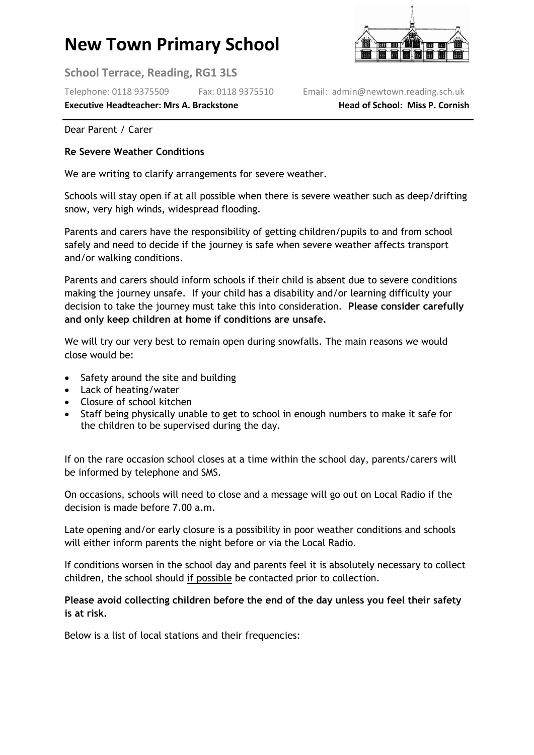# New Town Primary School

**School Terrace, Reading, RG1 3LS**

Telephone: 0118 9375509 Fax: 0118 9375510 Email: admin@newtown.reading.sch.uk

**Executive Headteacher: Mrs A. Brackstone** **Head of School: Miss P. Cornish**

---

Dear Parent / Carer

**Re Severe Weather Conditions**

We are writing to clarify arrangements for severe weather.

Schools will stay open if at all possible when there is severe weather such as deep/drifting snow, very high winds, widespread flooding.

Parents and carers have the responsibility of getting children/pupils to and from school safely and need to decide if the journey is safe when severe weather affects transport and/or walking conditions.

Parents and carers should inform schools if their child is absent due to severe conditions making the journey unsafe. If your child has a disability and/or learning difficulty your decision to take the journey must take this into consideration. **Please consider carefully and only keep children at home if conditions are unsafe.**

We will try our very best to remain open during snowfalls. The main reasons we would close would be:

- Safety around the site and building
- Lack of heating/water
- Closure of school kitchen
- Staff being physically unable to get to school in enough numbers to make it safe for the children to be supervised during the day.

If on the rare occasion school closes at a time within the school day, parents/carers will be informed by telephone and SMS.

On occasions, schools will need to close and a message will go out on Local Radio if the decision is made before 7.00 a.m.

Late opening and/or early closure is a possibility in poor weather conditions and schools will either inform parents the night before or via the Local Radio.

If conditions worsen in the school day and parents feel it is absolutely necessary to collect children, the school should if possible be contacted prior to collection.

**Please avoid collecting children before the end of the day unless you feel their safety is at risk.**

Below is a list of local stations and their frequencies: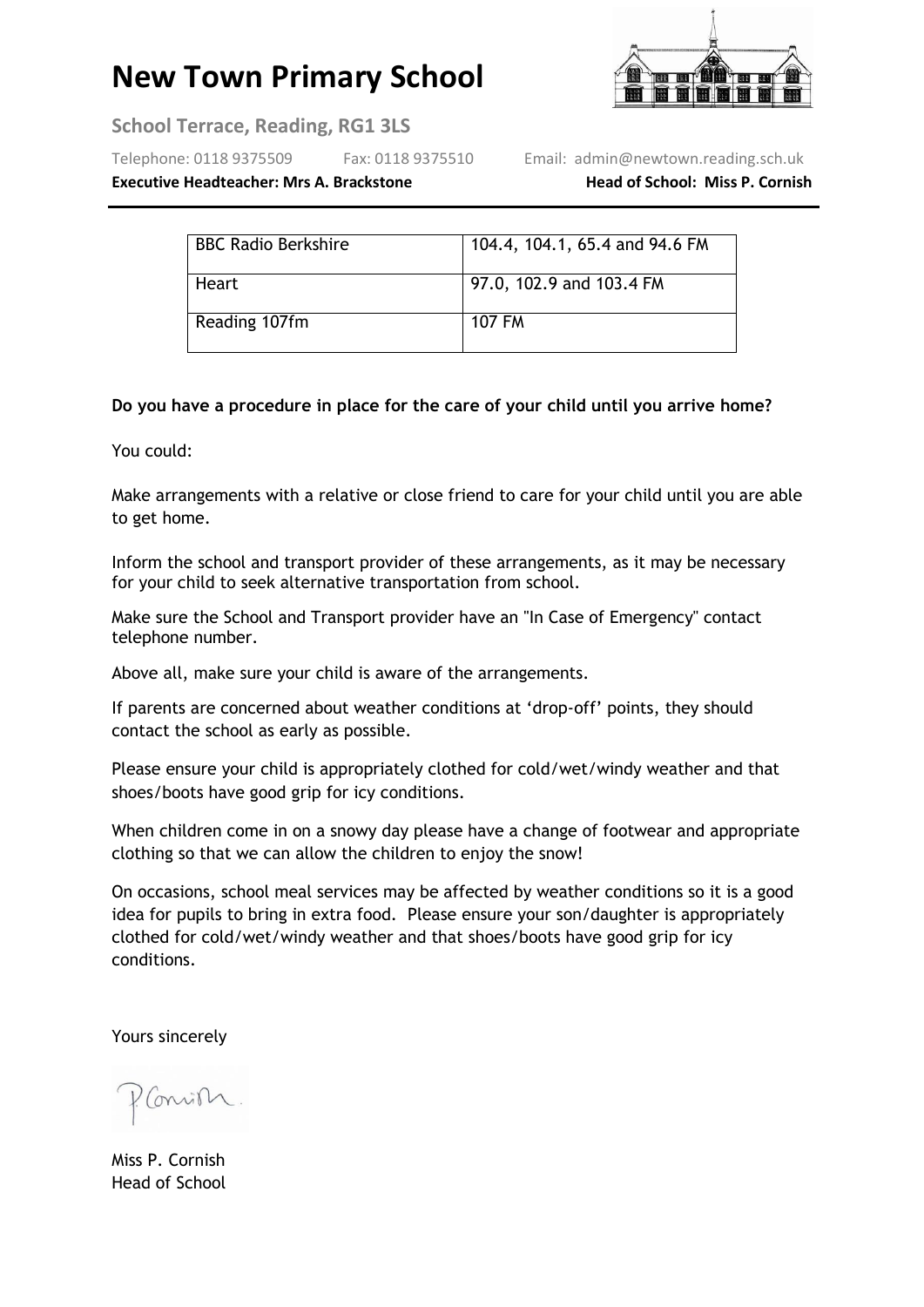# New Town Primary School

**School Terrace, Reading, RG1 3LS**

Telephone: 0118 9375509 Fax: 0118 9375510 Email: admin@newtown.reading.sch.uk

**Executive Headteacher: Mrs A. Brackstone** **Head of School: Miss P. Cornish**

| | |
|---|---|
| BBC Radio Berkshire | 104.4, 104.1, 65.4 and 94.6 FM |
| Heart | 97.0, 102.9 and 103.4 FM |
| Reading 107fm | 107 FM |

**Do you have a procedure in place for the care of your child until you arrive home?**

You could:

Make arrangements with a relative or close friend to care for your child until you are able to get home.

Inform the school and transport provider of these arrangements, as it may be necessary for your child to seek alternative transportation from school.

Make sure the School and Transport provider have an "In Case of Emergency" contact telephone number.

Above all, make sure your child is aware of the arrangements.

If parents are concerned about weather conditions at 'drop-off' points, they should contact the school as early as possible.

Please ensure your child is appropriately clothed for cold/wet/windy weather and that shoes/boots have good grip for icy conditions.

When children come in on a snowy day please have a change of footwear and appropriate clothing so that we can allow the children to enjoy the snow!

On occasions, school meal services may be affected by weather conditions so it is a good idea for pupils to bring in extra food. Please ensure your son/daughter is appropriately clothed for cold/wet/windy weather and that shoes/boots have good grip for icy conditions.

Yours sincerely

P. Cornish.

Miss P. Cornish
Head of School